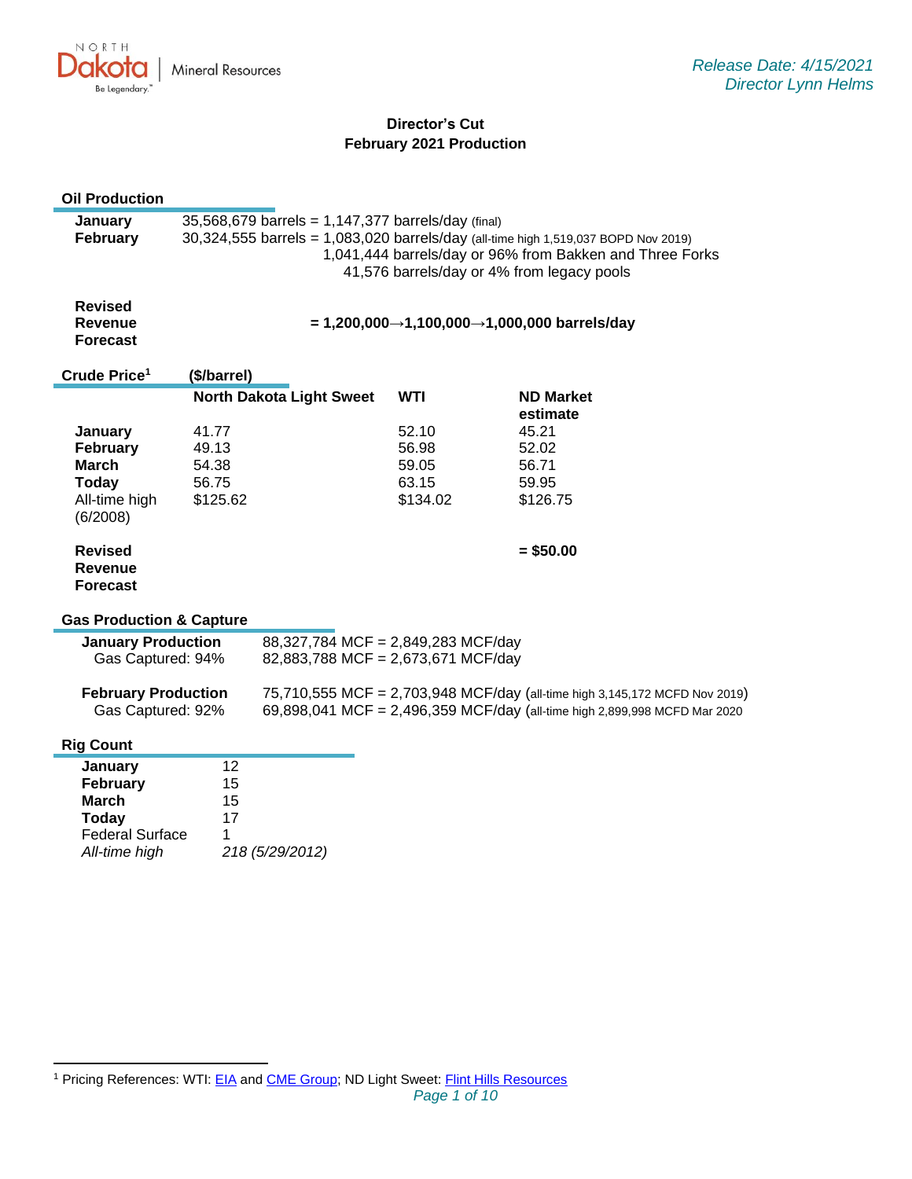North Dakota Mineral Resources — Be Legendary.

*Release Date: 4/15/2021*
*Director Lynn Helms*

# Director's Cut
## February 2021 Production

### Oil Production

**January** 35,568,679 barrels = 1,147,377 barrels/day (final)
**February** 30,324,555 barrels = 1,083,020 barrels/day (all-time high 1,519,037 BOPD Nov 2019)
1,041,444 barrels/day or 96% from Bakken and Three Forks
41,576 barrels/day or 4% from legacy pools

**Revised Revenue Forecast** **= 1,200,000→1,100,000→1,000,000 barrels/day**

### Crude Price[1] ($/barrel)

| | North Dakota Light Sweet | WTI | ND Market estimate |
|---|---|---|---|
| **January** | 41.77 | 52.10 | 45.21 |
| **February** | 49.13 | 56.98 | 52.02 |
| **March** | 54.38 | 59.05 | 56.71 |
| **Today** | 56.75 | 63.15 | 59.95 |
| All-time high (6/2008) | $125.62 | $134.02 | $126.75 |

**Revised Revenue Forecast** **= $50.00**

### Gas Production & Capture

**January Production** 88,327,784 MCF = 2,849,283 MCF/day
Gas Captured: 94% 82,883,788 MCF = 2,673,671 MCF/day

**February Production** 75,710,555 MCF = 2,703,948 MCF/day (all-time high 3,145,172 MCFD Nov 2019)
Gas Captured: 92% 69,898,041 MCF = 2,496,359 MCF/day (all-time high 2,899,998 MCFD Mar 2020)

### Rig Count

| | |
|---|---|
| **January** | 12 |
| **February** | 15 |
| **March** | 15 |
| **Today** | 17 |
| Federal Surface | 1 |
| *All-time high* | *218 (5/29/2012)* |

[1] Pricing References: WTI: EIA and CME Group; ND Light Sweet: Flint Hills Resources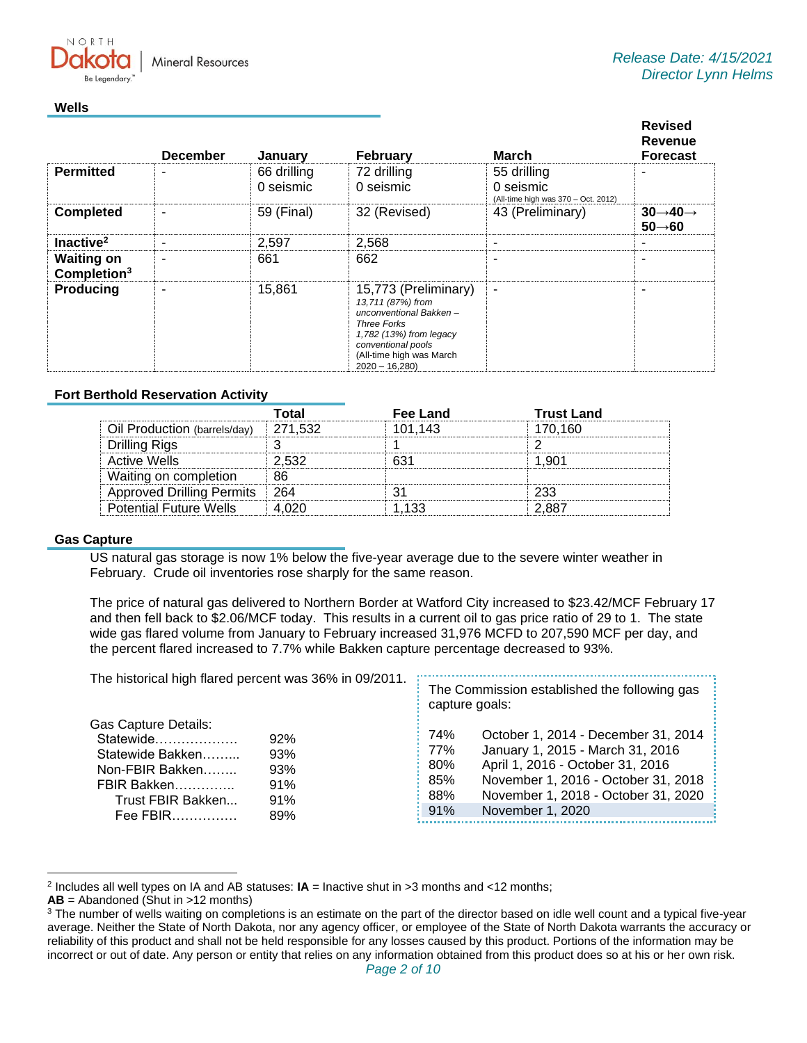Release Date: 4/15/2021
Director Lynn Helms

## Wells

| | December | January | February | March | Revised Revenue Forecast |
|---|---|---|---|---|---|
| **Permitted** | - | 66 drilling<br>0 seismic | 72 drilling<br>0 seismic | 55 drilling<br>0 seismic<br>(All-time high was 370 – Oct. 2012) | - |
| **Completed** | - | 59 (Final) | 32 (Revised) | 43 (Preliminary) | **30→40→ 50→60** |
| **Inactive**[2] | - | 2,597 | 2,568 | - | - |
| **Waiting on Completion**[3] | - | 661 | 662 | - | - |
| **Producing** | - | 15,861 | 15,773 (Preliminary)<br>*13,711 (87%) from unconventional Bakken – Three Forks*<br>*1,782 (13%) from legacy conventional pools*<br>(All-time high was March 2020 – 16,280) | - | - |

## Fort Berthold Reservation Activity

| | Total | Fee Land | Trust Land |
|---|---|---|---|
| Oil Production (barrels/day) | 271,532 | 101,143 | 170,160 |
| Drilling Rigs | 3 | 1 | 2 |
| Active Wells | 2,532 | 631 | 1,901 |
| Waiting on completion | 86 | | |
| Approved Drilling Permits | 264 | 31 | 233 |
| Potential Future Wells | 4,020 | 1,133 | 2,887 |

## Gas Capture

US natural gas storage is now 1% below the five-year average due to the severe winter weather in February. Crude oil inventories rose sharply for the same reason.

The price of natural gas delivered to Northern Border at Watford City increased to $23.42/MCF February 17 and then fell back to $2.06/MCF today. This results in a current oil to gas price ratio of 29 to 1. The state wide gas flared volume from January to February increased 31,976 MCFD to 207,590 MCF per day, and the percent flared increased to 7.7% while Bakken capture percentage decreased to 93%.

The historical high flared percent was 36% in 09/2011.

Gas Capture Details:

| | |
|---|---|
| Statewide………………. | 92% |
| Statewide Bakken……... | 93% |
| Non-FBIR Bakken…….. | 93% |
| FBIR Bakken………….. | 91% |
| Trust FBIR Bakken... | 91% |
| Fee FBIR…………… | 89% |

The Commission established the following gas capture goals:

| | |
|---|---|
| 74% | October 1, 2014 - December 31, 2014 |
| 77% | January 1, 2015 - March 31, 2016 |
| 80% | April 1, 2016 - October 31, 2016 |
| 85% | November 1, 2016 - October 31, 2018 |
| 88% | November 1, 2018 - October 31, 2020 |
| 91% | November 1, 2020 |

---

[2] Includes all well types on IA and AB statuses: **IA** = Inactive shut in >3 months and <12 months;
**AB** = Abandoned (Shut in >12 months)

[3] The number of wells waiting on completions is an estimate on the part of the director based on idle well count and a typical five-year average. Neither the State of North Dakota, nor any agency officer, or employee of the State of North Dakota warrants the accuracy or reliability of this product and shall not be held responsible for any losses caused by this product. Portions of the information may be incorrect or out of date. Any person or entity that relies on any information obtained from this product does so at his or her own risk.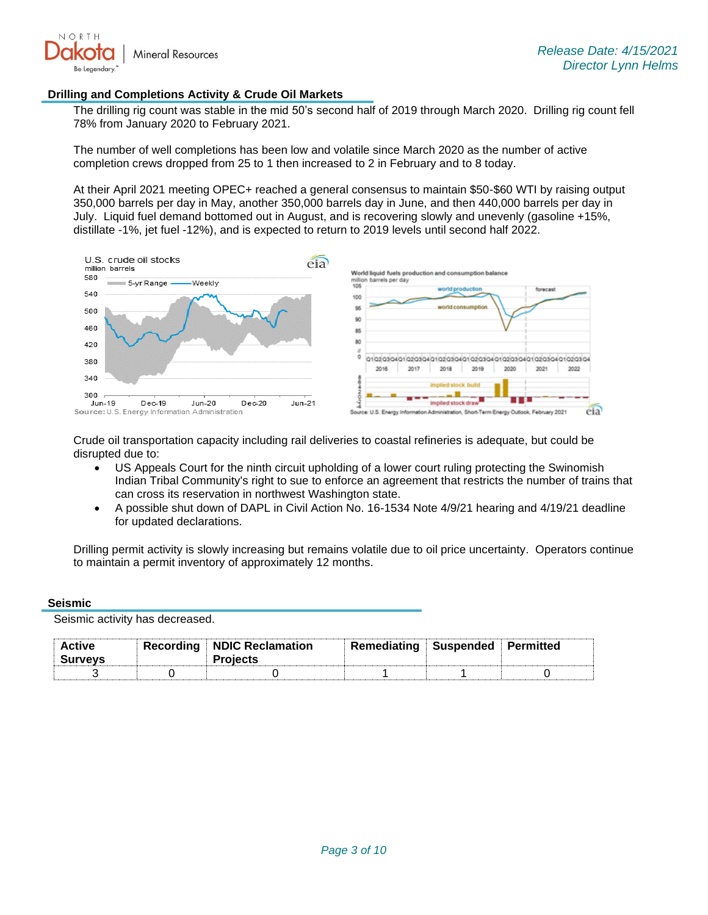## Drilling and Completions Activity & Crude Oil Markets

The drilling rig count was stable in the mid 50's second half of 2019 through March 2020. Drilling rig count fell 78% from January 2020 to February 2021.

The number of well completions has been low and volatile since March 2020 as the number of active completion crews dropped from 25 to 1 then increased to 2 in February and to 8 today.

At their April 2021 meeting OPEC+ reached a general consensus to maintain $50-$60 WTI by raising output 350,000 barrels per day in May, another 350,000 barrels day in June, and then 440,000 barrels per day in July. Liquid fuel demand bottomed out in August, and is recovering slowly and unevenly (gasoline +15%, distillate -1%, jet fuel -12%), and is expected to return to 2019 levels until second half 2022.

Crude oil transportation capacity including rail deliveries to coastal refineries is adequate, but could be disrupted due to:

- US Appeals Court for the ninth circuit upholding of a lower court ruling protecting the Swinomish Indian Tribal Community's right to sue to enforce an agreement that restricts the number of trains that can cross its reservation in northwest Washington state.
- A possible shut down of DAPL in Civil Action No. 16-1534 Note 4/9/21 hearing and 4/19/21 deadline for updated declarations.

Drilling permit activity is slowly increasing but remains volatile due to oil price uncertainty. Operators continue to maintain a permit inventory of approximately 12 months.

## Seismic

Seismic activity has decreased.

| Active Surveys | Recording | NDIC Reclamation Projects | Remediating | Suspended | Permitted |
|---|---|---|---|---|---|
| 3 | 0 | 0 | 1 | 1 | 0 |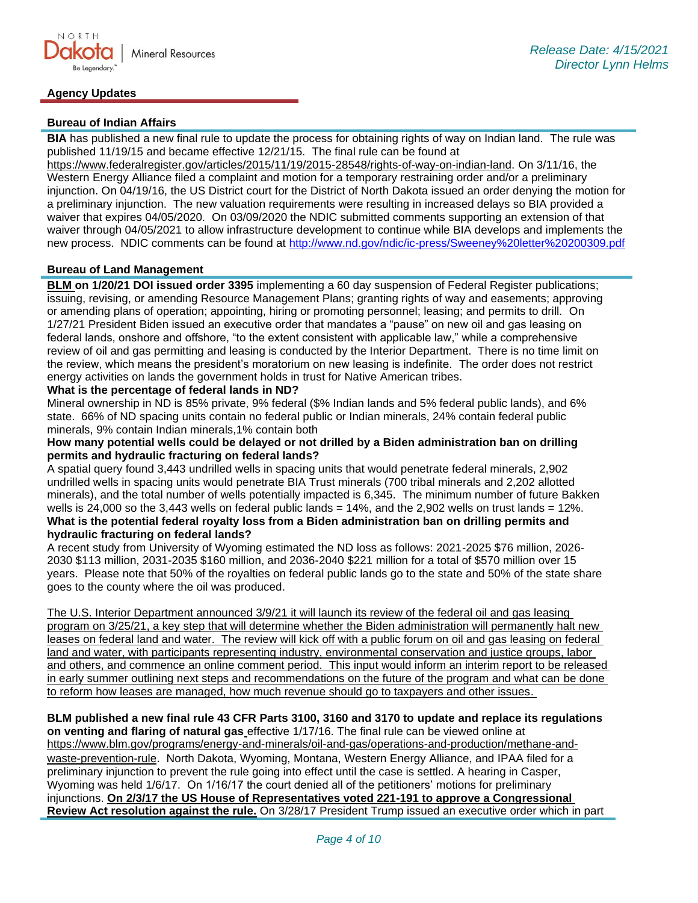## Agency Updates

### Bureau of Indian Affairs

**BIA** has published a new final rule to update the process for obtaining rights of way on Indian land. The rule was published 11/19/15 and became effective 12/21/15. The final rule can be found at https://www.federalregister.gov/articles/2015/11/19/2015-28548/rights-of-way-on-indian-land. On 3/11/16, the Western Energy Alliance filed a complaint and motion for a temporary restraining order and/or a preliminary injunction. On 04/19/16, the US District court for the District of North Dakota issued an order denying the motion for a preliminary injunction. The new valuation requirements were resulting in increased delays so BIA provided a waiver that expires 04/05/2020. On 03/09/2020 the NDIC submitted comments supporting an extension of that waiver through 04/05/2021 to allow infrastructure development to continue while BIA develops and implements the new process. NDIC comments can be found at http://www.nd.gov/ndic/ic-press/Sweeney%20letter%20200309.pdf

### Bureau of Land Management

**BLM on 1/20/21 DOI issued order 3395** implementing a 60 day suspension of Federal Register publications; issuing, revising, or amending Resource Management Plans; granting rights of way and easements; approving or amending plans of operation; appointing, hiring or promoting personnel; leasing; and permits to drill. On 1/27/21 President Biden issued an executive order that mandates a "pause" on new oil and gas leasing on federal lands, onshore and offshore, "to the extent consistent with applicable law," while a comprehensive review of oil and gas permitting and leasing is conducted by the Interior Department. There is no time limit on the review, which means the president's moratorium on new leasing is indefinite. The order does not restrict energy activities on lands the government holds in trust for Native American tribes.

**What is the percentage of federal lands in ND?**

Mineral ownership in ND is 85% private, 9% federal ($% Indian lands and 5% federal public lands), and 6% state. 66% of ND spacing units contain no federal public or Indian minerals, 24% contain federal public minerals, 9% contain Indian minerals,1% contain both

**How many potential wells could be delayed or not drilled by a Biden administration ban on drilling permits and hydraulic fracturing on federal lands?**

A spatial query found 3,443 undrilled wells in spacing units that would penetrate federal minerals, 2,902 undrilled wells in spacing units would penetrate BIA Trust minerals (700 tribal minerals and 2,202 allotted minerals), and the total number of wells potentially impacted is 6,345. The minimum number of future Bakken wells is 24,000 so the 3,443 wells on federal public lands = 14%, and the 2,902 wells on trust lands = 12%.

**What is the potential federal royalty loss from a Biden administration ban on drilling permits and hydraulic fracturing on federal lands?**

A recent study from University of Wyoming estimated the ND loss as follows: 2021-2025 $76 million, 2026-2030 $113 million, 2031-2035 $160 million, and 2036-2040 $221 million for a total of $570 million over 15 years. Please note that 50% of the royalties on federal public lands go to the state and 50% of the state share goes to the county where the oil was produced.

The U.S. Interior Department announced 3/9/21 it will launch its review of the federal oil and gas leasing program on 3/25/21, a key step that will determine whether the Biden administration will permanently halt new leases on federal land and water. The review will kick off with a public forum on oil and gas leasing on federal land and water, with participants representing industry, environmental conservation and justice groups, labor and others, and commence an online comment period. This input would inform an interim report to be released in early summer outlining next steps and recommendations on the future of the program and what can be done to reform how leases are managed, how much revenue should go to taxpayers and other issues.

**BLM published a new final rule 43 CFR Parts 3100, 3160 and 3170 to update and replace its regulations on venting and flaring of natural gas** effective 1/17/16. The final rule can be viewed online at https://www.blm.gov/programs/energy-and-minerals/oil-and-gas/operations-and-production/methane-and-waste-prevention-rule. North Dakota, Wyoming, Montana, Western Energy Alliance, and IPAA filed for a preliminary injunction to prevent the rule going into effect until the case is settled. A hearing in Casper, Wyoming was held 1/6/17. On 1/16/17 the court denied all of the petitioners' motions for preliminary injunctions. **On 2/3/17 the US House of Representatives voted 221-191 to approve a Congressional Review Act resolution against the rule.** On 3/28/17 President Trump issued an executive order which in part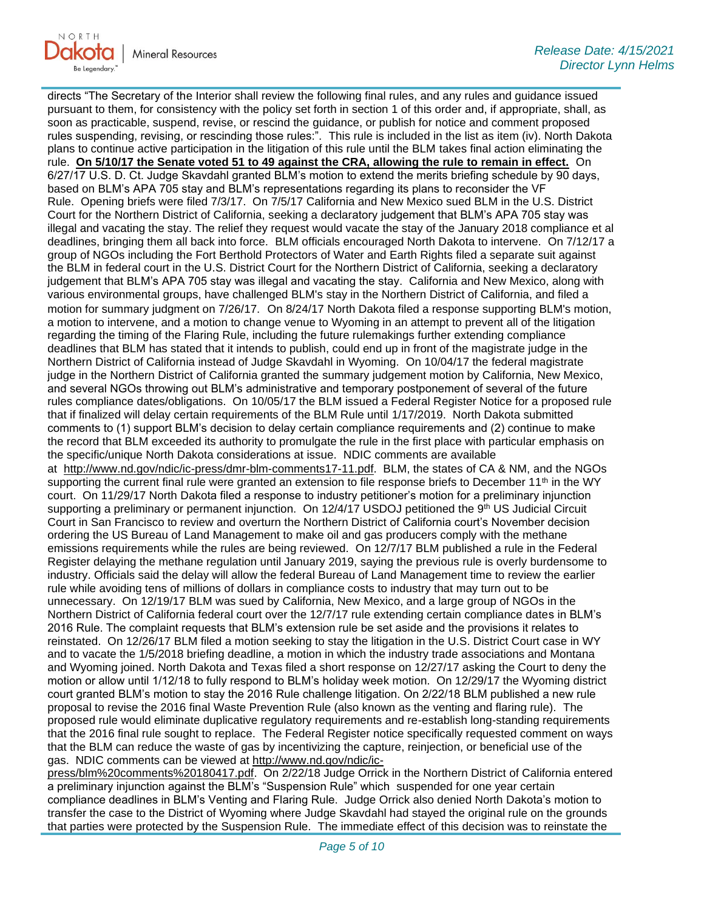directs "The Secretary of the Interior shall review the following final rules, and any rules and guidance issued pursuant to them, for consistency with the policy set forth in section 1 of this order and, if appropriate, shall, as soon as practicable, suspend, revise, or rescind the guidance, or publish for notice and comment proposed rules suspending, revising, or rescinding those rules:". This rule is included in the list as item (iv). North Dakota plans to continue active participation in the litigation of this rule until the BLM takes final action eliminating the rule. **On 5/10/17 the Senate voted 51 to 49 against the CRA, allowing the rule to remain in effect.** On 6/27/17 U.S. D. Ct. Judge Skavdahl granted BLM's motion to extend the merits briefing schedule by 90 days, based on BLM's APA 705 stay and BLM's representations regarding its plans to reconsider the VF Rule. Opening briefs were filed 7/3/17. On 7/5/17 California and New Mexico sued BLM in the U.S. District Court for the Northern District of California, seeking a declaratory judgement that BLM's APA 705 stay was illegal and vacating the stay. The relief they request would vacate the stay of the January 2018 compliance et al deadlines, bringing them all back into force. BLM officials encouraged North Dakota to intervene. On 7/12/17 a group of NGOs including the Fort Berthold Protectors of Water and Earth Rights filed a separate suit against the BLM in federal court in the U.S. District Court for the Northern District of California, seeking a declaratory judgement that BLM's APA 705 stay was illegal and vacating the stay. California and New Mexico, along with various environmental groups, have challenged BLM's stay in the Northern District of California, and filed a motion for summary judgment on 7/26/17. On 8/24/17 North Dakota filed a response supporting BLM's motion, a motion to intervene, and a motion to change venue to Wyoming in an attempt to prevent all of the litigation regarding the timing of the Flaring Rule, including the future rulemakings further extending compliance deadlines that BLM has stated that it intends to publish, could end up in front of the magistrate judge in the Northern District of California instead of Judge Skavdahl in Wyoming. On 10/04/17 the federal magistrate judge in the Northern District of California granted the summary judgement motion by California, New Mexico, and several NGOs throwing out BLM's administrative and temporary postponement of several of the future rules compliance dates/obligations. On 10/05/17 the BLM issued a Federal Register Notice for a proposed rule that if finalized will delay certain requirements of the BLM Rule until 1/17/2019. North Dakota submitted comments to (1) support BLM's decision to delay certain compliance requirements and (2) continue to make the record that BLM exceeded its authority to promulgate the rule in the first place with particular emphasis on the specific/unique North Dakota considerations at issue. NDIC comments are available at http://www.nd.gov/ndic/ic-press/dmr-blm-comments17-11.pdf. BLM, the states of CA & NM, and the NGOs supporting the current final rule were granted an extension to file response briefs to December 11th in the WY court. On 11/29/17 North Dakota filed a response to industry petitioner's motion for a preliminary injunction supporting a preliminary or permanent injunction. On 12/4/17 USDOJ petitioned the 9th US Judicial Circuit Court in San Francisco to review and overturn the Northern District of California court's November decision ordering the US Bureau of Land Management to make oil and gas producers comply with the methane emissions requirements while the rules are being reviewed. On 12/7/17 BLM published a rule in the Federal Register delaying the methane regulation until January 2019, saying the previous rule is overly burdensome to industry. Officials said the delay will allow the federal Bureau of Land Management time to review the earlier rule while avoiding tens of millions of dollars in compliance costs to industry that may turn out to be unnecessary. On 12/19/17 BLM was sued by California, New Mexico, and a large group of NGOs in the Northern District of California federal court over the 12/7/17 rule extending certain compliance dates in BLM's 2016 Rule. The complaint requests that BLM's extension rule be set aside and the provisions it relates to reinstated. On 12/26/17 BLM filed a motion seeking to stay the litigation in the U.S. District Court case in WY and to vacate the 1/5/2018 briefing deadline, a motion in which the industry trade associations and Montana and Wyoming joined. North Dakota and Texas filed a short response on 12/27/17 asking the Court to deny the motion or allow until 1/12/18 to fully respond to BLM's holiday week motion. On 12/29/17 the Wyoming district court granted BLM's motion to stay the 2016 Rule challenge litigation. On 2/22/18 BLM published a new rule proposal to revise the 2016 final Waste Prevention Rule (also known as the venting and flaring rule). The proposed rule would eliminate duplicative regulatory requirements and re-establish long-standing requirements that the 2016 final rule sought to replace. The Federal Register notice specifically requested comment on ways that the BLM can reduce the waste of gas by incentivizing the capture, reinjection, or beneficial use of the gas. NDIC comments can be viewed at http://www.nd.gov/ndic/ic-press/blm%20comments%20180417.pdf. On 2/22/18 Judge Orrick in the Northern District of California entered a preliminary injunction against the BLM's "Suspension Rule" which suspended for one year certain compliance deadlines in BLM's Venting and Flaring Rule. Judge Orrick also denied North Dakota's motion to transfer the case to the District of Wyoming where Judge Skavdahl had stayed the original rule on the grounds that parties were protected by the Suspension Rule. The immediate effect of this decision was to reinstate the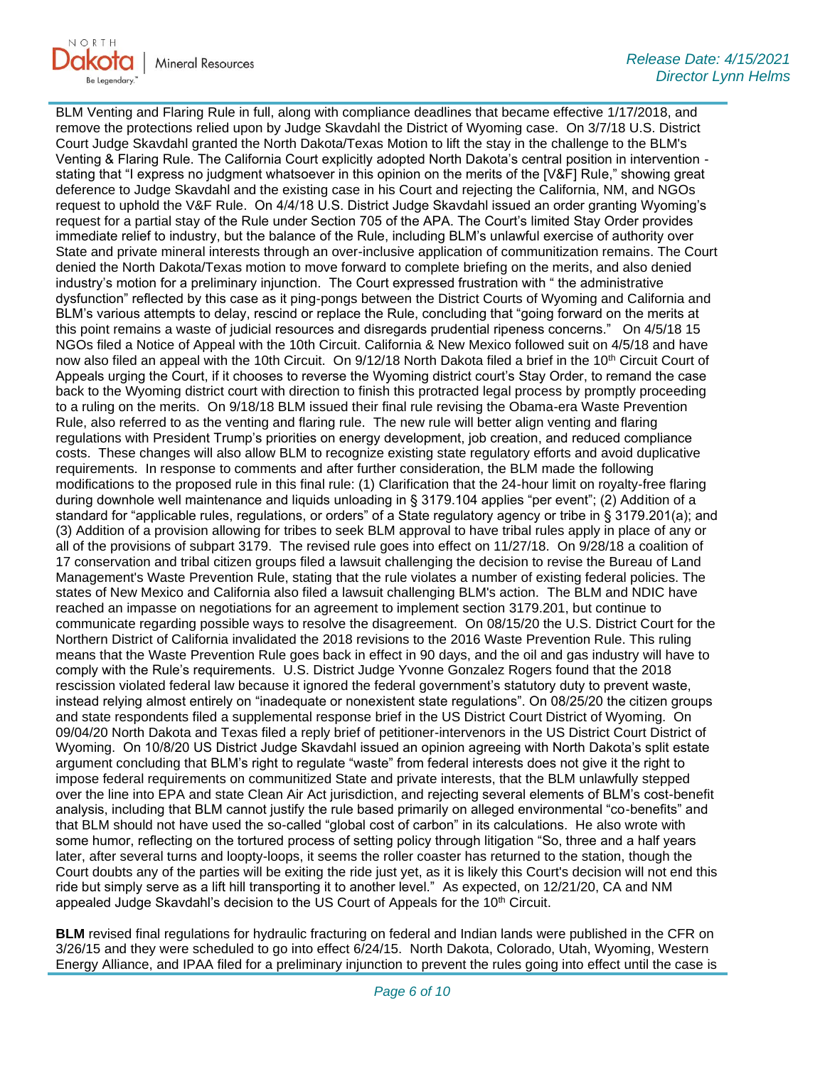BLM Venting and Flaring Rule in full, along with compliance deadlines that became effective 1/17/2018, and remove the protections relied upon by Judge Skavdahl the District of Wyoming case. On 3/7/18 U.S. District Court Judge Skavdahl granted the North Dakota/Texas Motion to lift the stay in the challenge to the BLM's Venting & Flaring Rule. The California Court explicitly adopted North Dakota's central position in intervention - stating that "I express no judgment whatsoever in this opinion on the merits of the [V&F] Rule," showing great deference to Judge Skavdahl and the existing case in his Court and rejecting the California, NM, and NGOs request to uphold the V&F Rule. On 4/4/18 U.S. District Judge Skavdahl issued an order granting Wyoming's request for a partial stay of the Rule under Section 705 of the APA. The Court's limited Stay Order provides immediate relief to industry, but the balance of the Rule, including BLM's unlawful exercise of authority over State and private mineral interests through an over-inclusive application of communitization remains. The Court denied the North Dakota/Texas motion to move forward to complete briefing on the merits, and also denied industry's motion for a preliminary injunction. The Court expressed frustration with " the administrative dysfunction" reflected by this case as it ping-pongs between the District Courts of Wyoming and California and BLM's various attempts to delay, rescind or replace the Rule, concluding that "going forward on the merits at this point remains a waste of judicial resources and disregards prudential ripeness concerns." On 4/5/18 15 NGOs filed a Notice of Appeal with the 10th Circuit. California & New Mexico followed suit on 4/5/18 and have now also filed an appeal with the 10th Circuit. On 9/12/18 North Dakota filed a brief in the 10th Circuit Court of Appeals urging the Court, if it chooses to reverse the Wyoming district court's Stay Order, to remand the case back to the Wyoming district court with direction to finish this protracted legal process by promptly proceeding to a ruling on the merits. On 9/18/18 BLM issued their final rule revising the Obama-era Waste Prevention Rule, also referred to as the venting and flaring rule. The new rule will better align venting and flaring regulations with President Trump's priorities on energy development, job creation, and reduced compliance costs. These changes will also allow BLM to recognize existing state regulatory efforts and avoid duplicative requirements. In response to comments and after further consideration, the BLM made the following modifications to the proposed rule in this final rule: (1) Clarification that the 24-hour limit on royalty-free flaring during downhole well maintenance and liquids unloading in § 3179.104 applies "per event"; (2) Addition of a standard for "applicable rules, regulations, or orders" of a State regulatory agency or tribe in § 3179.201(a); and (3) Addition of a provision allowing for tribes to seek BLM approval to have tribal rules apply in place of any or all of the provisions of subpart 3179. The revised rule goes into effect on 11/27/18. On 9/28/18 a coalition of 17 conservation and tribal citizen groups filed a lawsuit challenging the decision to revise the Bureau of Land Management's Waste Prevention Rule, stating that the rule violates a number of existing federal policies. The states of New Mexico and California also filed a lawsuit challenging BLM's action. The BLM and NDIC have reached an impasse on negotiations for an agreement to implement section 3179.201, but continue to communicate regarding possible ways to resolve the disagreement. On 08/15/20 the U.S. District Court for the Northern District of California invalidated the 2018 revisions to the 2016 Waste Prevention Rule. This ruling means that the Waste Prevention Rule goes back in effect in 90 days, and the oil and gas industry will have to comply with the Rule's requirements. U.S. District Judge Yvonne Gonzalez Rogers found that the 2018 rescission violated federal law because it ignored the federal government's statutory duty to prevent waste, instead relying almost entirely on "inadequate or nonexistent state regulations". On 08/25/20 the citizen groups and state respondents filed a supplemental response brief in the US District Court District of Wyoming. On 09/04/20 North Dakota and Texas filed a reply brief of petitioner-intervenors in the US District Court District of Wyoming. On 10/8/20 US District Judge Skavdahl issued an opinion agreeing with North Dakota's split estate argument concluding that BLM's right to regulate "waste" from federal interests does not give it the right to impose federal requirements on communitized State and private interests, that the BLM unlawfully stepped over the line into EPA and state Clean Air Act jurisdiction, and rejecting several elements of BLM's cost-benefit analysis, including that BLM cannot justify the rule based primarily on alleged environmental "co-benefits" and that BLM should not have used the so-called "global cost of carbon" in its calculations. He also wrote with some humor, reflecting on the tortured process of setting policy through litigation "So, three and a half years later, after several turns and loopty-loops, it seems the roller coaster has returned to the station, though the Court doubts any of the parties will be exiting the ride just yet, as it is likely this Court's decision will not end this ride but simply serve as a lift hill transporting it to another level." As expected, on 12/21/20, CA and NM appealed Judge Skavdahl's decision to the US Court of Appeals for the 10th Circuit.

**BLM** revised final regulations for hydraulic fracturing on federal and Indian lands were published in the CFR on 3/26/15 and they were scheduled to go into effect 6/24/15. North Dakota, Colorado, Utah, Wyoming, Western Energy Alliance, and IPAA filed for a preliminary injunction to prevent the rules going into effect until the case is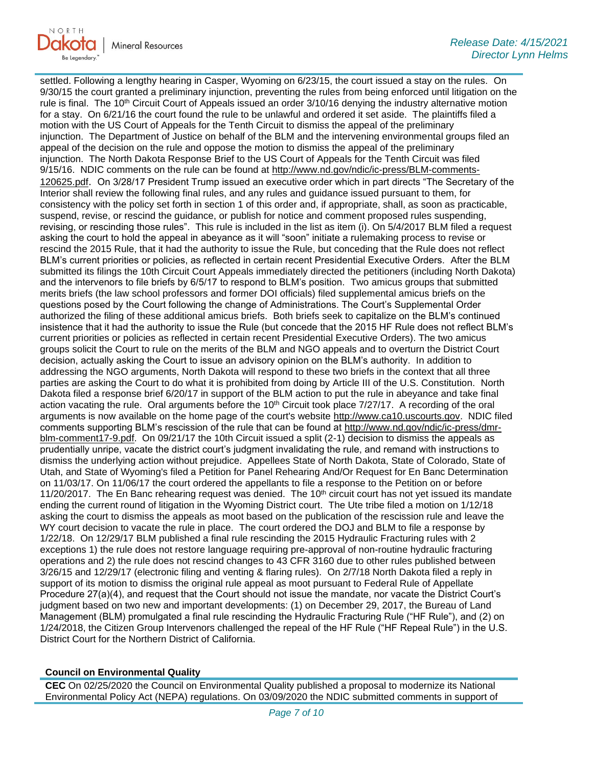settled. Following a lengthy hearing in Casper, Wyoming on 6/23/15, the court issued a stay on the rules. On 9/30/15 the court granted a preliminary injunction, preventing the rules from being enforced until litigation on the rule is final. The 10th Circuit Court of Appeals issued an order 3/10/16 denying the industry alternative motion for a stay. On 6/21/16 the court found the rule to be unlawful and ordered it set aside. The plaintiffs filed a motion with the US Court of Appeals for the Tenth Circuit to dismiss the appeal of the preliminary injunction. The Department of Justice on behalf of the BLM and the intervening environmental groups filed an appeal of the decision on the rule and oppose the motion to dismiss the appeal of the preliminary injunction. The North Dakota Response Brief to the US Court of Appeals for the Tenth Circuit was filed 9/15/16. NDIC comments on the rule can be found at http://www.nd.gov/ndic/ic-press/BLM-comments-120625.pdf. On 3/28/17 President Trump issued an executive order which in part directs "The Secretary of the Interior shall review the following final rules, and any rules and guidance issued pursuant to them, for consistency with the policy set forth in section 1 of this order and, if appropriate, shall, as soon as practicable, suspend, revise, or rescind the guidance, or publish for notice and comment proposed rules suspending, revising, or rescinding those rules". This rule is included in the list as item (i). On 5/4/2017 BLM filed a request asking the court to hold the appeal in abeyance as it will "soon" initiate a rulemaking process to revise or rescind the 2015 Rule, that it had the authority to issue the Rule, but conceding that the Rule does not reflect BLM's current priorities or policies, as reflected in certain recent Presidential Executive Orders. After the BLM submitted its filings the 10th Circuit Court Appeals immediately directed the petitioners (including North Dakota) and the intervenors to file briefs by 6/5/17 to respond to BLM's position. Two amicus groups that submitted merits briefs (the law school professors and former DOI officials) filed supplemental amicus briefs on the questions posed by the Court following the change of Administrations. The Court's Supplemental Order authorized the filing of these additional amicus briefs. Both briefs seek to capitalize on the BLM's continued insistence that it had the authority to issue the Rule (but concede that the 2015 HF Rule does not reflect BLM's current priorities or policies as reflected in certain recent Presidential Executive Orders). The two amicus groups solicit the Court to rule on the merits of the BLM and NGO appeals and to overturn the District Court decision, actually asking the Court to issue an advisory opinion on the BLM's authority. In addition to addressing the NGO arguments, North Dakota will respond to these two briefs in the context that all three parties are asking the Court to do what it is prohibited from doing by Article III of the U.S. Constitution. North Dakota filed a response brief 6/20/17 in support of the BLM action to put the rule in abeyance and take final action vacating the rule. Oral arguments before the 10th Circuit took place 7/27/17. A recording of the oral arguments is now available on the home page of the court's website http://www.ca10.uscourts.gov. NDIC filed comments supporting BLM's rescission of the rule that can be found at http://www.nd.gov/ndic/ic-press/dmr-blm-comment17-9.pdf. On 09/21/17 the 10th Circuit issued a split (2-1) decision to dismiss the appeals as prudentially unripe, vacate the district court's judgment invalidating the rule, and remand with instructions to dismiss the underlying action without prejudice. Appellees State of North Dakota, State of Colorado, State of Utah, and State of Wyoming's filed a Petition for Panel Rehearing And/Or Request for En Banc Determination on 11/03/17. On 11/06/17 the court ordered the appellants to file a response to the Petition on or before 11/20/2017. The En Banc rehearing request was denied. The 10th circuit court has not yet issued its mandate ending the current round of litigation in the Wyoming District court. The Ute tribe filed a motion on 1/12/18 asking the court to dismiss the appeals as moot based on the publication of the rescission rule and leave the WY court decision to vacate the rule in place. The court ordered the DOJ and BLM to file a response by 1/22/18. On 12/29/17 BLM published a final rule rescinding the 2015 Hydraulic Fracturing rules with 2 exceptions 1) the rule does not restore language requiring pre-approval of non-routine hydraulic fracturing operations and 2) the rule does not rescind changes to 43 CFR 3160 due to other rules published between 3/26/15 and 12/29/17 (electronic filing and venting & flaring rules). On 2/7/18 North Dakota filed a reply in support of its motion to dismiss the original rule appeal as moot pursuant to Federal Rule of Appellate Procedure 27(a)(4), and request that the Court should not issue the mandate, nor vacate the District Court's judgment based on two new and important developments: (1) on December 29, 2017, the Bureau of Land Management (BLM) promulgated a final rule rescinding the Hydraulic Fracturing Rule ("HF Rule"), and (2) on 1/24/2018, the Citizen Group Intervenors challenged the repeal of the HF Rule ("HF Repeal Rule") in the U.S. District Court for the Northern District of California.

**Council on Environmental Quality**

**CEC** On 02/25/2020 the Council on Environmental Quality published a proposal to modernize its National Environmental Policy Act (NEPA) regulations. On 03/09/2020 the NDIC submitted comments in support of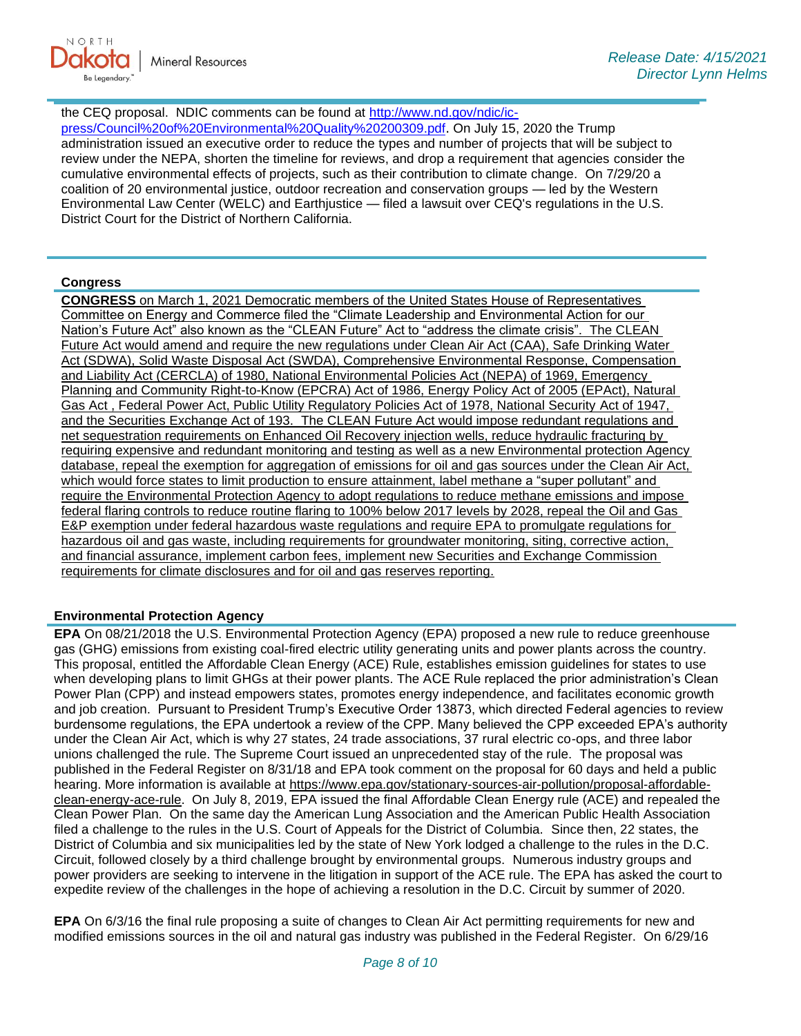the CEQ proposal. NDIC comments can be found at [http://www.nd.gov/ndic/ic-press/Council%20of%20Environmental%20Quality%20200309.pdf](http://www.nd.gov/ndic/ic-press/Council%20of%20Environmental%20Quality%20200309.pdf). On July 15, 2020 the Trump administration issued an executive order to reduce the types and number of projects that will be subject to review under the NEPA, shorten the timeline for reviews, and drop a requirement that agencies consider the cumulative environmental effects of projects, such as their contribution to climate change. On 7/29/20 a coalition of 20 environmental justice, outdoor recreation and conservation groups — led by the Western Environmental Law Center (WELC) and Earthjustice — filed a lawsuit over CEQ's regulations in the U.S. District Court for the District of Northern California.

### Congress

**CONGRESS** on March 1, 2021 Democratic members of the United States House of Representatives Committee on Energy and Commerce filed the "Climate Leadership and Environmental Action for our Nation's Future Act" also known as the "CLEAN Future" Act to "address the climate crisis". The CLEAN Future Act would amend and require the new regulations under Clean Air Act (CAA), Safe Drinking Water Act (SDWA), Solid Waste Disposal Act (SWDA), Comprehensive Environmental Response, Compensation and Liability Act (CERCLA) of 1980, National Environmental Policies Act (NEPA) of 1969, Emergency Planning and Community Right-to-Know (EPCRA) Act of 1986, Energy Policy Act of 2005 (EPAct), Natural Gas Act , Federal Power Act, Public Utility Regulatory Policies Act of 1978, National Security Act of 1947, and the Securities Exchange Act of 193. The CLEAN Future Act would impose redundant regulations and net sequestration requirements on Enhanced Oil Recovery injection wells, reduce hydraulic fracturing by requiring expensive and redundant monitoring and testing as well as a new Environmental protection Agency database, repeal the exemption for aggregation of emissions for oil and gas sources under the Clean Air Act, which would force states to limit production to ensure attainment, label methane a "super pollutant" and require the Environmental Protection Agency to adopt regulations to reduce methane emissions and impose federal flaring controls to reduce routine flaring to 100% below 2017 levels by 2028, repeal the Oil and Gas E&P exemption under federal hazardous waste regulations and require EPA to promulgate regulations for hazardous oil and gas waste, including requirements for groundwater monitoring, siting, corrective action, and financial assurance, implement carbon fees, implement new Securities and Exchange Commission requirements for climate disclosures and for oil and gas reserves reporting.

### Environmental Protection Agency

**EPA** On 08/21/2018 the U.S. Environmental Protection Agency (EPA) proposed a new rule to reduce greenhouse gas (GHG) emissions from existing coal-fired electric utility generating units and power plants across the country. This proposal, entitled the Affordable Clean Energy (ACE) Rule, establishes emission guidelines for states to use when developing plans to limit GHGs at their power plants. The ACE Rule replaced the prior administration's Clean Power Plan (CPP) and instead empowers states, promotes energy independence, and facilitates economic growth and job creation. Pursuant to President Trump's Executive Order 13873, which directed Federal agencies to review burdensome regulations, the EPA undertook a review of the CPP. Many believed the CPP exceeded EPA's authority under the Clean Air Act, which is why 27 states, 24 trade associations, 37 rural electric co-ops, and three labor unions challenged the rule. The Supreme Court issued an unprecedented stay of the rule. The proposal was published in the Federal Register on 8/31/18 and EPA took comment on the proposal for 60 days and held a public hearing. More information is available at [https://www.epa.gov/stationary-sources-air-pollution/proposal-affordable-clean-energy-ace-rule](https://www.epa.gov/stationary-sources-air-pollution/proposal-affordable-clean-energy-ace-rule). On July 8, 2019, EPA issued the final Affordable Clean Energy rule (ACE) and repealed the Clean Power Plan. On the same day the American Lung Association and the American Public Health Association filed a challenge to the rules in the U.S. Court of Appeals for the District of Columbia. Since then, 22 states, the District of Columbia and six municipalities led by the state of New York lodged a challenge to the rules in the D.C. Circuit, followed closely by a third challenge brought by environmental groups. Numerous industry groups and power providers are seeking to intervene in the litigation in support of the ACE rule. The EPA has asked the court to expedite review of the challenges in the hope of achieving a resolution in the D.C. Circuit by summer of 2020.

**EPA** On 6/3/16 the final rule proposing a suite of changes to Clean Air Act permitting requirements for new and modified emissions sources in the oil and natural gas industry was published in the Federal Register. On 6/29/16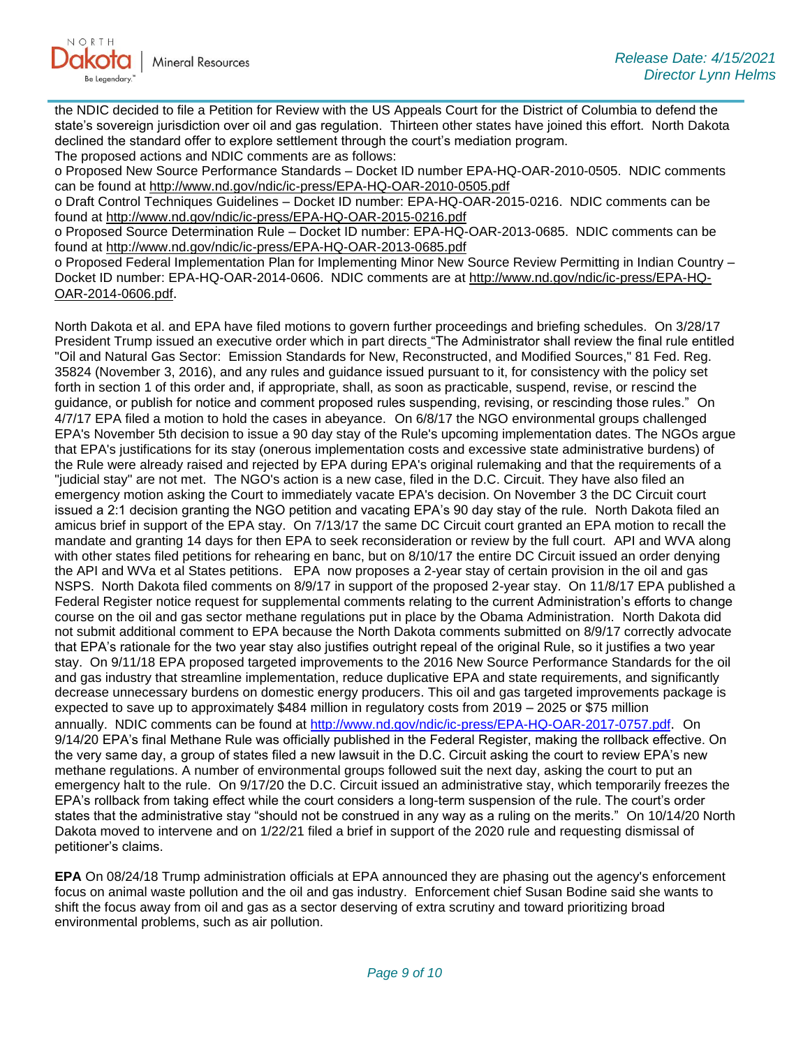the NDIC decided to file a Petition for Review with the US Appeals Court for the District of Columbia to defend the state's sovereign jurisdiction over oil and gas regulation. Thirteen other states have joined this effort. North Dakota declined the standard offer to explore settlement through the court's mediation program.
The proposed actions and NDIC comments are as follows:

o Proposed New Source Performance Standards – Docket ID number EPA-HQ-OAR-2010-0505. NDIC comments can be found at http://www.nd.gov/ndic/ic-press/EPA-HQ-OAR-2010-0505.pdf
o Draft Control Techniques Guidelines – Docket ID number: EPA-HQ-OAR-2015-0216. NDIC comments can be found at http://www.nd.gov/ndic/ic-press/EPA-HQ-OAR-2015-0216.pdf
o Proposed Source Determination Rule – Docket ID number: EPA-HQ-OAR-2013-0685. NDIC comments can be found at http://www.nd.gov/ndic/ic-press/EPA-HQ-OAR-2013-0685.pdf
o Proposed Federal Implementation Plan for Implementing Minor New Source Review Permitting in Indian Country – Docket ID number: EPA-HQ-OAR-2014-0606. NDIC comments are at http://www.nd.gov/ndic/ic-press/EPA-HQ-OAR-2014-0606.pdf.

North Dakota et al. and EPA have filed motions to govern further proceedings and briefing schedules. On 3/28/17 President Trump issued an executive order which in part directs "The Administrator shall review the final rule entitled "Oil and Natural Gas Sector: Emission Standards for New, Reconstructed, and Modified Sources," 81 Fed. Reg. 35824 (November 3, 2016), and any rules and guidance issued pursuant to it, for consistency with the policy set forth in section 1 of this order and, if appropriate, shall, as soon as practicable, suspend, revise, or rescind the guidance, or publish for notice and comment proposed rules suspending, revising, or rescinding those rules." On 4/7/17 EPA filed a motion to hold the cases in abeyance. On 6/8/17 the NGO environmental groups challenged EPA's November 5th decision to issue a 90 day stay of the Rule's upcoming implementation dates. The NGOs argue that EPA's justifications for its stay (onerous implementation costs and excessive state administrative burdens) of the Rule were already raised and rejected by EPA during EPA's original rulemaking and that the requirements of a "judicial stay" are not met. The NGO's action is a new case, filed in the D.C. Circuit. They have also filed an emergency motion asking the Court to immediately vacate EPA's decision. On November 3 the DC Circuit court issued a 2:1 decision granting the NGO petition and vacating EPA's 90 day stay of the rule. North Dakota filed an amicus brief in support of the EPA stay. On 7/13/17 the same DC Circuit court granted an EPA motion to recall the mandate and granting 14 days for then EPA to seek reconsideration or review by the full court. API and WVA along with other states filed petitions for rehearing en banc, but on 8/10/17 the entire DC Circuit issued an order denying the API and WVa et al States petitions. EPA now proposes a 2-year stay of certain provision in the oil and gas NSPS. North Dakota filed comments on 8/9/17 in support of the proposed 2-year stay. On 11/8/17 EPA published a Federal Register notice request for supplemental comments relating to the current Administration's efforts to change course on the oil and gas sector methane regulations put in place by the Obama Administration. North Dakota did not submit additional comment to EPA because the North Dakota comments submitted on 8/9/17 correctly advocate that EPA's rationale for the two year stay also justifies outright repeal of the original Rule, so it justifies a two year stay. On 9/11/18 EPA proposed targeted improvements to the 2016 New Source Performance Standards for the oil and gas industry that streamline implementation, reduce duplicative EPA and state requirements, and significantly decrease unnecessary burdens on domestic energy producers. This oil and gas targeted improvements package is expected to save up to approximately $484 million in regulatory costs from 2019 – 2025 or $75 million annually. NDIC comments can be found at http://www.nd.gov/ndic/ic-press/EPA-HQ-OAR-2017-0757.pdf. On 9/14/20 EPA's final Methane Rule was officially published in the Federal Register, making the rollback effective. On the very same day, a group of states filed a new lawsuit in the D.C. Circuit asking the court to review EPA's new methane regulations. A number of environmental groups followed suit the next day, asking the court to put an emergency halt to the rule. On 9/17/20 the D.C. Circuit issued an administrative stay, which temporarily freezes the EPA's rollback from taking effect while the court considers a long-term suspension of the rule. The court's order states that the administrative stay "should not be construed in any way as a ruling on the merits." On 10/14/20 North Dakota moved to intervene and on 1/22/21 filed a brief in support of the 2020 rule and requesting dismissal of petitioner's claims.

**EPA** On 08/24/18 Trump administration officials at EPA announced they are phasing out the agency's enforcement focus on animal waste pollution and the oil and gas industry. Enforcement chief Susan Bodine said she wants to shift the focus away from oil and gas as a sector deserving of extra scrutiny and toward prioritizing broad environmental problems, such as air pollution.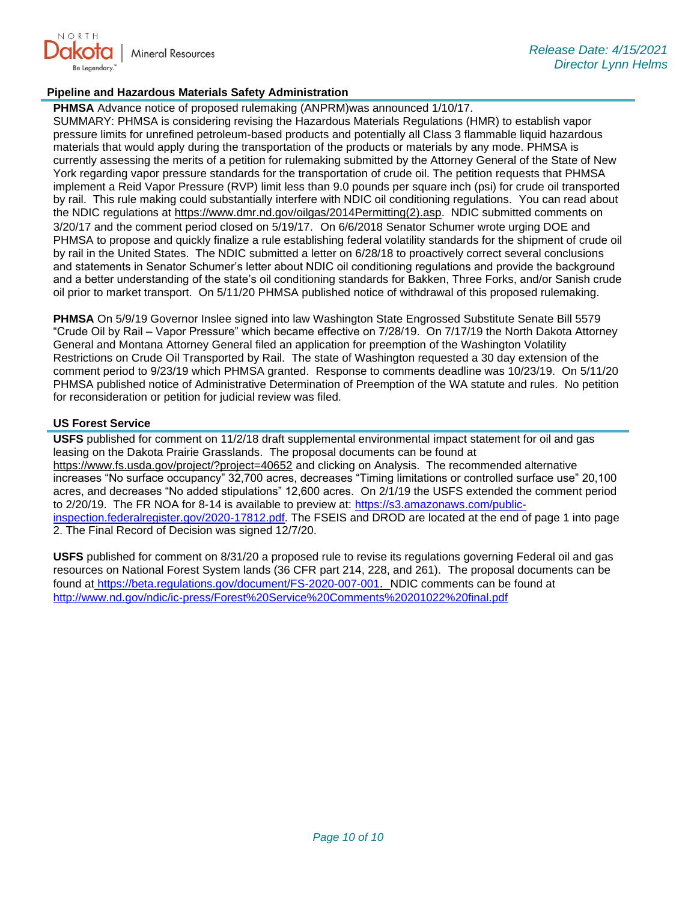## Pipeline and Hazardous Materials Safety Administration

**PHMSA** Advance notice of proposed rulemaking (ANPRM)was announced 1/10/17.
SUMMARY: PHMSA is considering revising the Hazardous Materials Regulations (HMR) to establish vapor pressure limits for unrefined petroleum-based products and potentially all Class 3 flammable liquid hazardous materials that would apply during the transportation of the products or materials by any mode. PHMSA is currently assessing the merits of a petition for rulemaking submitted by the Attorney General of the State of New York regarding vapor pressure standards for the transportation of crude oil. The petition requests that PHMSA implement a Reid Vapor Pressure (RVP) limit less than 9.0 pounds per square inch (psi) for crude oil transported by rail. This rule making could substantially interfere with NDIC oil conditioning regulations. You can read about the NDIC regulations at https://www.dmr.nd.gov/oilgas/2014Permitting(2).asp. NDIC submitted comments on 3/20/17 and the comment period closed on 5/19/17. On 6/6/2018 Senator Schumer wrote urging DOE and PHMSA to propose and quickly finalize a rule establishing federal volatility standards for the shipment of crude oil by rail in the United States. The NDIC submitted a letter on 6/28/18 to proactively correct several conclusions and statements in Senator Schumer's letter about NDIC oil conditioning regulations and provide the background and a better understanding of the state's oil conditioning standards for Bakken, Three Forks, and/or Sanish crude oil prior to market transport. On 5/11/20 PHMSA published notice of withdrawal of this proposed rulemaking.

**PHMSA** On 5/9/19 Governor Inslee signed into law Washington State Engrossed Substitute Senate Bill 5579 "Crude Oil by Rail – Vapor Pressure" which became effective on 7/28/19. On 7/17/19 the North Dakota Attorney General and Montana Attorney General filed an application for preemption of the Washington Volatility Restrictions on Crude Oil Transported by Rail. The state of Washington requested a 30 day extension of the comment period to 9/23/19 which PHMSA granted. Response to comments deadline was 10/23/19. On 5/11/20 PHMSA published notice of Administrative Determination of Preemption of the WA statute and rules. No petition for reconsideration or petition for judicial review was filed.

## US Forest Service

**USFS** published for comment on 11/2/18 draft supplemental environmental impact statement for oil and gas leasing on the Dakota Prairie Grasslands. The proposal documents can be found at https://www.fs.usda.gov/project/?project=40652 and clicking on Analysis. The recommended alternative increases "No surface occupancy" 32,700 acres, decreases "Timing limitations or controlled surface use" 20,100 acres, and decreases "No added stipulations" 12,600 acres. On 2/1/19 the USFS extended the comment period to 2/20/19. The FR NOA for 8-14 is available to preview at: https://s3.amazonaws.com/public-inspection.federalregister.gov/2020-17812.pdf. The FSEIS and DROD are located at the end of page 1 into page 2. The Final Record of Decision was signed 12/7/20.

**USFS** published for comment on 8/31/20 a proposed rule to revise its regulations governing Federal oil and gas resources on National Forest System lands (36 CFR part 214, 228, and 261). The proposal documents can be found at https://beta.regulations.gov/document/FS-2020-007-001. NDIC comments can be found at http://www.nd.gov/ndic/ic-press/Forest%20Service%20Comments%20201022%20final.pdf